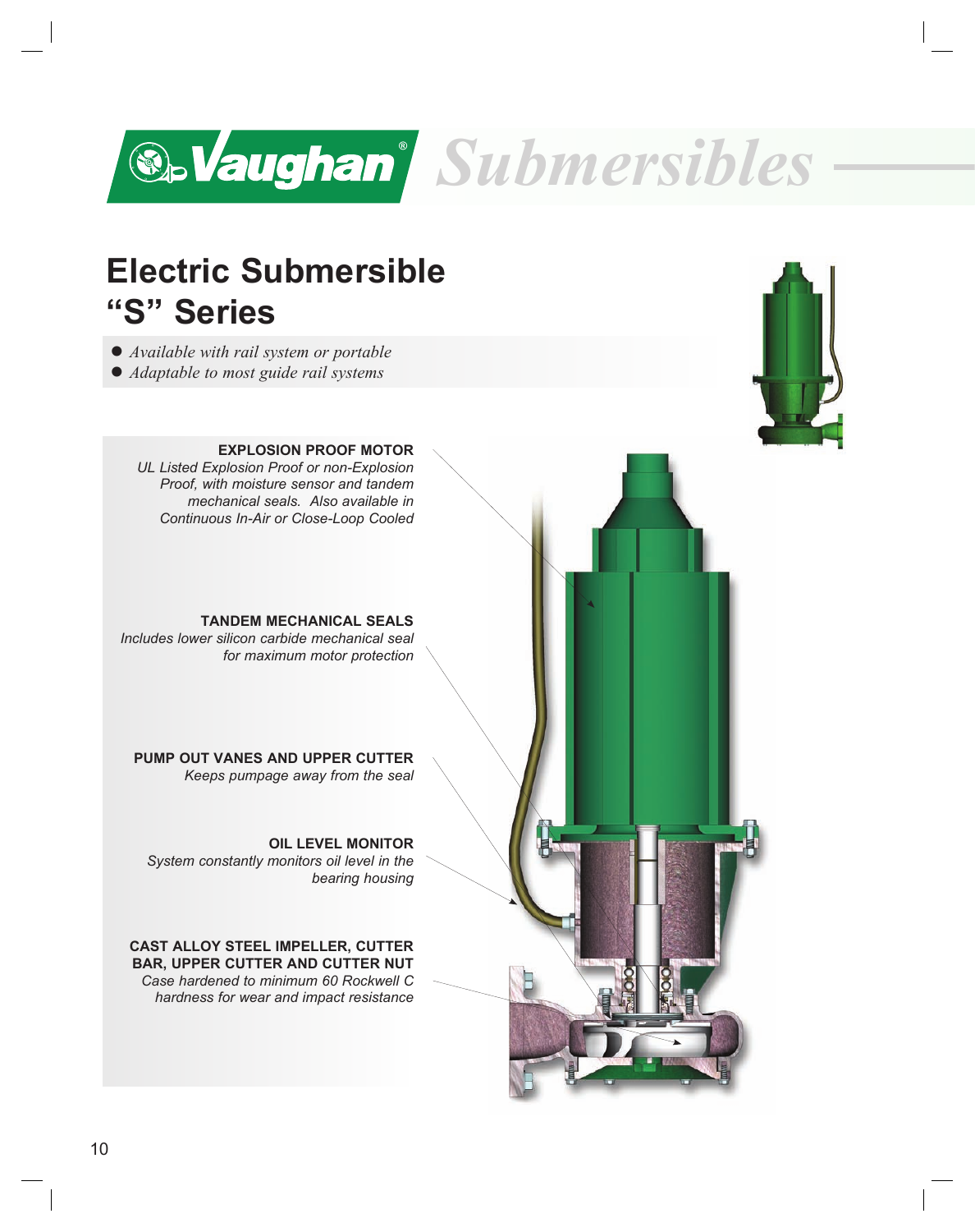# Vaughan® Submersibles

## Electric Submersible "S" Series

- *Available with rail system or portable*
- *Adaptable to most guide rail systems*

**EXPLOSION PROOF MOTOR**
*UL Listed Explosion Proof or non-Explosion Proof, with moisture sensor and tandem mechanical seals. Also available in Continuous In-Air or Close-Loop Cooled*

**TANDEM MECHANICAL SEALS**
*Includes lower silicon carbide mechanical seal for maximum motor protection*

**PUMP OUT VANES AND UPPER CUTTER**
*Keeps pumpage away from the seal*

**OIL LEVEL MONITOR**
*System constantly monitors oil level in the bearing housing*

**CAST ALLOY STEEL IMPELLER, CUTTER BAR, UPPER CUTTER AND CUTTER NUT**
*Case hardened to minimum 60 Rockwell C hardness for wear and impact resistance*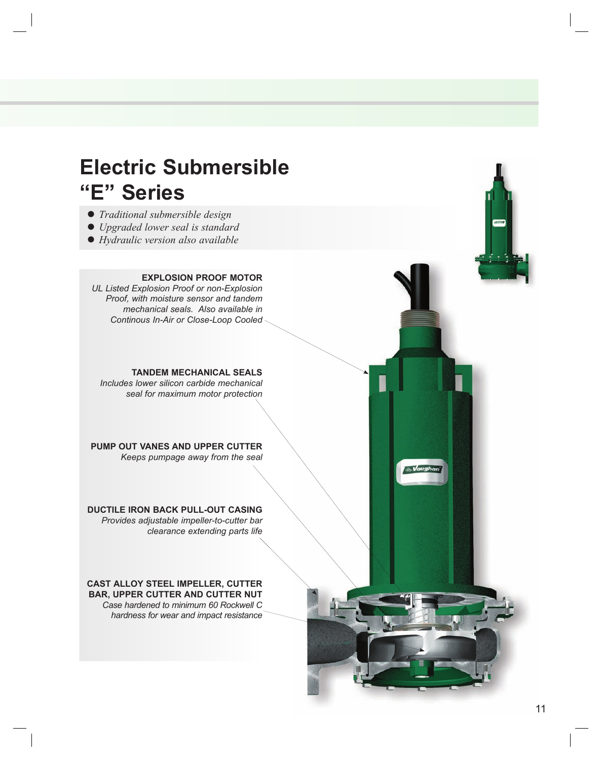# Electric Submersible "E" Series

- *Traditional submersible design*
- *Upgraded lower seal is standard*
- *Hydraulic version also available*

**EXPLOSION PROOF MOTOR**
*UL Listed Explosion Proof or non-Explosion Proof, with moisture sensor and tandem mechanical seals. Also available in Continous In-Air or Close-Loop Cooled*

**TANDEM MECHANICAL SEALS**
*Includes lower silicon carbide mechanical seal for maximum motor protection*

**PUMP OUT VANES AND UPPER CUTTER**
*Keeps pumpage away from the seal*

**DUCTILE IRON BACK PULL-OUT CASING**
*Provides adjustable impeller-to-cutter bar clearance extending parts life*

**CAST ALLOY STEEL IMPELLER, CUTTER BAR, UPPER CUTTER AND CUTTER NUT**
*Case hardened to minimum 60 Rockwell C hardness for wear and impact resistance*